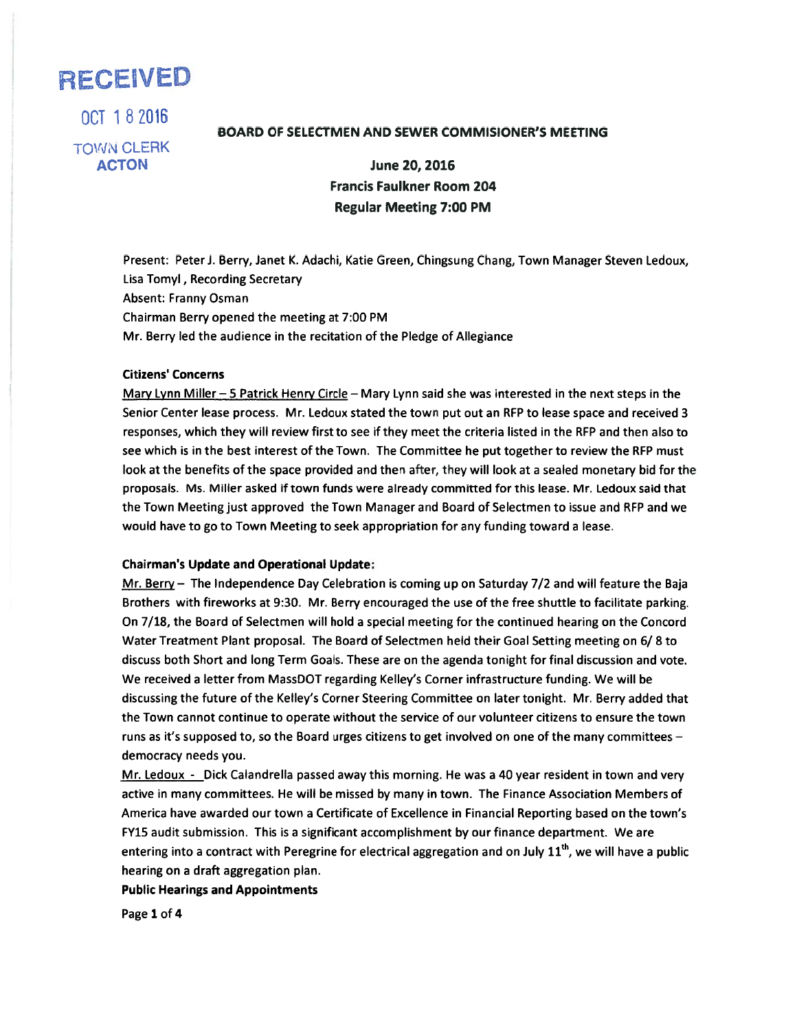RECEIVED

OCT 18 2016

TOWN CLERK
ACTON

**BOARD OF SELECTMEN AND SEWER COMMISIONER'S MEETING**

**June 20, 2016**
**Francis Faulkner Room 204**
**Regular Meeting 7:00 PM**

Present: Peter J. Berry, Janet K. Adachi, Katie Green, Chingsung Chang, Town Manager Steven Ledoux, Lisa Tomyl, Recording Secretary
Absent: Franny Osman
Chairman Berry opened the meeting at 7:00 PM
Mr. Berry led the audience in the recitation of the Pledge of Allegiance

**Citizens' Concerns**

Mary Lynn Miller – 5 Patrick Henry Circle – Mary Lynn said she was interested in the next steps in the Senior Center lease process. Mr. Ledoux stated the town put out an RFP to lease space and received 3 responses, which they will review first to see if they meet the criteria listed in the RFP and then also to see which is in the best interest of the Town. The Committee he put together to review the RFP must look at the benefits of the space provided and then after, they will look at a sealed monetary bid for the proposals. Ms. Miller asked if town funds were already committed for this lease. Mr. Ledoux said that the Town Meeting just approved the Town Manager and Board of Selectmen to issue and RFP and we would have to go to Town Meeting to seek appropriation for any funding toward a lease.

**Chairman's Update and Operational Update:**

Mr. Berry – The Independence Day Celebration is coming up on Saturday 7/2 and will feature the Baja Brothers with fireworks at 9:30. Mr. Berry encouraged the use of the free shuttle to facilitate parking. On 7/18, the Board of Selectmen will hold a special meeting for the continued hearing on the Concord Water Treatment Plant proposal. The Board of Selectmen held their Goal Setting meeting on 6/ 8 to discuss both Short and long Term Goals. These are on the agenda tonight for final discussion and vote. We received a letter from MassDOT regarding Kelley's Corner infrastructure funding. We will be discussing the future of the Kelley's Corner Steering Committee on later tonight. Mr. Berry added that the Town cannot continue to operate without the service of our volunteer citizens to ensure the town runs as it's supposed to, so the Board urges citizens to get involved on one of the many committees – democracy needs you.

Mr. Ledoux - Dick Calandrella passed away this morning. He was a 40 year resident in town and very active in many committees. He will be missed by many in town. The Finance Association Members of America have awarded our town a Certificate of Excellence in Financial Reporting based on the town's FY15 audit submission. This is a significant accomplishment by our finance department. We are entering into a contract with Peregrine for electrical aggregation and on July 11th, we will have a public hearing on a draft aggregation plan.

**Public Hearings and Appointments**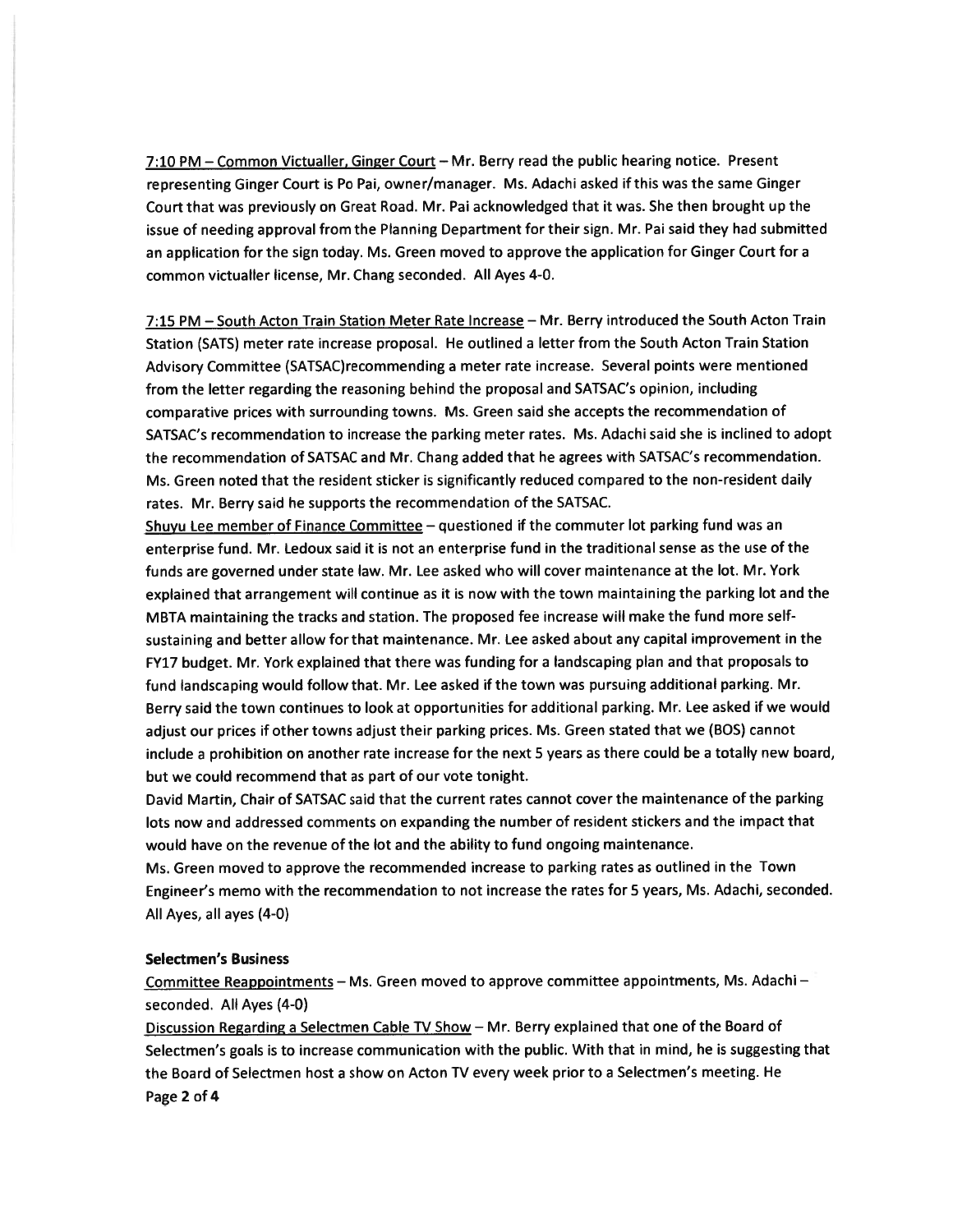7:10 PM – Common Victualler, Ginger Court – Mr. Berry read the public hearing notice. Present representing Ginger Court is Po Pai, owner/manager. Ms. Adachi asked if this was the same Ginger Court that was previously on Great Road. Mr. Pai acknowledged that it was. She then brought up the issue of needing approval from the Planning Department for their sign. Mr. Pai said they had submitted an application for the sign today. Ms. Green moved to approve the application for Ginger Court for a common victualler license, Mr. Chang seconded. All Ayes 4-0.

7:15 PM – South Acton Train Station Meter Rate Increase – Mr. Berry introduced the South Acton Train Station (SATS) meter rate increase proposal. He outlined a letter from the South Acton Train Station Advisory Committee (SATSAC)recommending a meter rate increase. Several points were mentioned from the letter regarding the reasoning behind the proposal and SATSAC's opinion, including comparative prices with surrounding towns. Ms. Green said she accepts the recommendation of SATSAC's recommendation to increase the parking meter rates. Ms. Adachi said she is inclined to adopt the recommendation of SATSAC and Mr. Chang added that he agrees with SATSAC's recommendation. Ms. Green noted that the resident sticker is significantly reduced compared to the non-resident daily rates. Mr. Berry said he supports the recommendation of the SATSAC.

Shuyu Lee member of Finance Committee – questioned if the commuter lot parking fund was an enterprise fund. Mr. Ledoux said it is not an enterprise fund in the traditional sense as the use of the funds are governed under state law. Mr. Lee asked who will cover maintenance at the lot. Mr. York explained that arrangement will continue as it is now with the town maintaining the parking lot and the MBTA maintaining the tracks and station. The proposed fee increase will make the fund more self-sustaining and better allow for that maintenance. Mr. Lee asked about any capital improvement in the FY17 budget. Mr. York explained that there was funding for a landscaping plan and that proposals to fund landscaping would follow that. Mr. Lee asked if the town was pursuing additional parking. Mr. Berry said the town continues to look at opportunities for additional parking. Mr. Lee asked if we would adjust our prices if other towns adjust their parking prices. Ms. Green stated that we (BOS) cannot include a prohibition on another rate increase for the next 5 years as there could be a totally new board, but we could recommend that as part of our vote tonight.

David Martin, Chair of SATSAC said that the current rates cannot cover the maintenance of the parking lots now and addressed comments on expanding the number of resident stickers and the impact that would have on the revenue of the lot and the ability to fund ongoing maintenance.

Ms. Green moved to approve the recommended increase to parking rates as outlined in the Town Engineer's memo with the recommendation to not increase the rates for 5 years, Ms. Adachi, seconded. All Ayes, all ayes (4-0)

**Selectmen's Business**

Committee Reappointments – Ms. Green moved to approve committee appointments, Ms. Adachi – seconded. All Ayes (4-0)

Discussion Regarding a Selectmen Cable TV Show – Mr. Berry explained that one of the Board of Selectmen's goals is to increase communication with the public. With that in mind, he is suggesting that the Board of Selectmen host a show on Acton TV every week prior to a Selectmen's meeting. He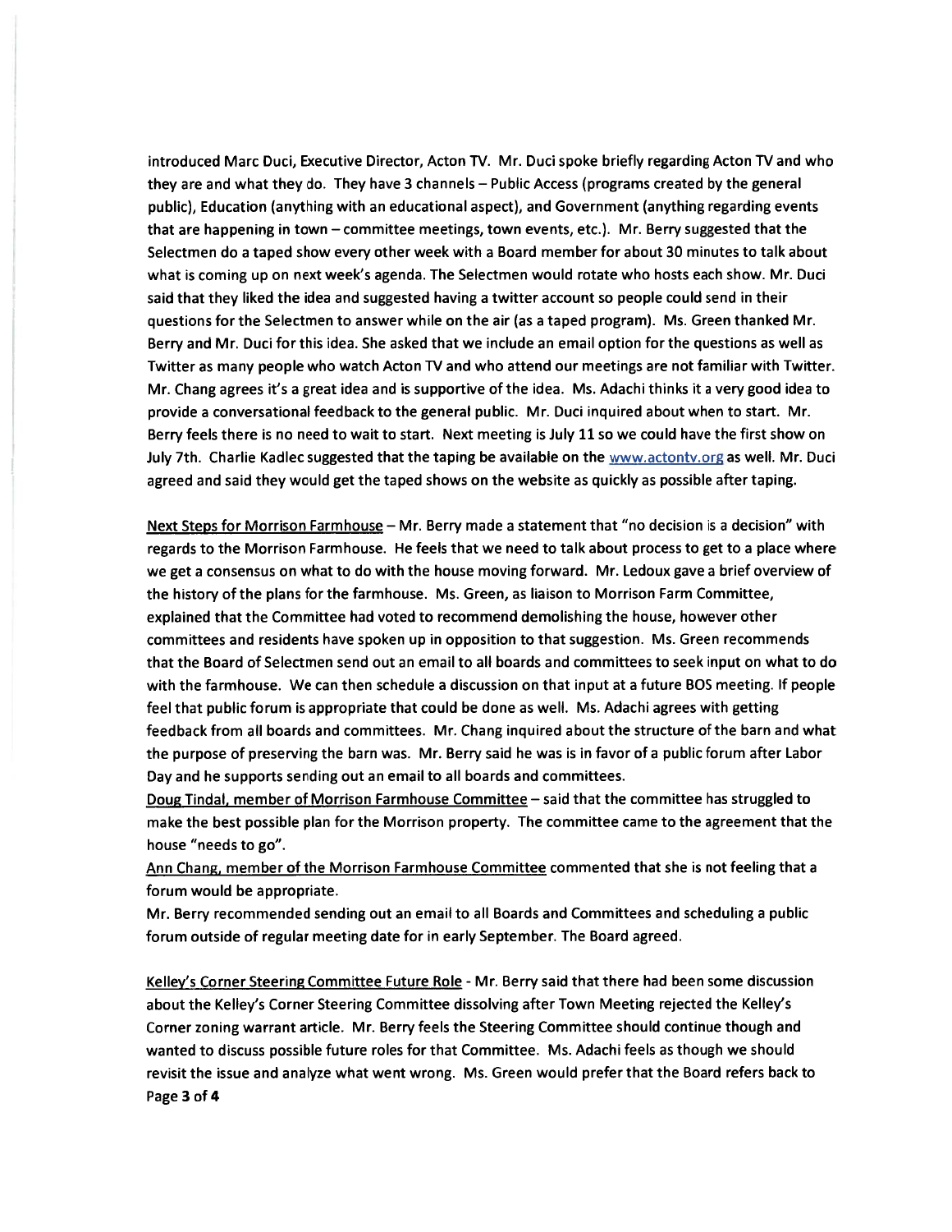introduced Marc Duci, Executive Director, Acton TV. Mr. Duci spoke briefly regarding Acton TV and who they are and what they do. They have 3 channels – Public Access (programs created by the general public), Education (anything with an educational aspect), and Government (anything regarding events that are happening in town – committee meetings, town events, etc.). Mr. Berry suggested that the Selectmen do a taped show every other week with a Board member for about 30 minutes to talk about what is coming up on next week's agenda. The Selectmen would rotate who hosts each show. Mr. Duci said that they liked the idea and suggested having a twitter account so people could send in their questions for the Selectmen to answer while on the air (as a taped program). Ms. Green thanked Mr. Berry and Mr. Duci for this idea. She asked that we include an email option for the questions as well as Twitter as many people who watch Acton TV and who attend our meetings are not familiar with Twitter. Mr. Chang agrees it's a great idea and is supportive of the idea. Ms. Adachi thinks it a very good idea to provide a conversational feedback to the general public. Mr. Duci inquired about when to start. Mr. Berry feels there is no need to wait to start. Next meeting is July 11 so we could have the first show on July 7th. Charlie Kadlec suggested that the taping be available on the www.actontv.org as well. Mr. Duci agreed and said they would get the taped shows on the website as quickly as possible after taping.

Next Steps for Morrison Farmhouse – Mr. Berry made a statement that "no decision is a decision" with regards to the Morrison Farmhouse. He feels that we need to talk about process to get to a place where we get a consensus on what to do with the house moving forward. Mr. Ledoux gave a brief overview of the history of the plans for the farmhouse. Ms. Green, as liaison to Morrison Farm Committee, explained that the Committee had voted to recommend demolishing the house, however other committees and residents have spoken up in opposition to that suggestion. Ms. Green recommends that the Board of Selectmen send out an email to all boards and committees to seek input on what to do with the farmhouse. We can then schedule a discussion on that input at a future BOS meeting. If people feel that public forum is appropriate that could be done as well. Ms. Adachi agrees with getting feedback from all boards and committees. Mr. Chang inquired about the structure of the barn and what the purpose of preserving the barn was. Mr. Berry said he was is in favor of a public forum after Labor Day and he supports sending out an email to all boards and committees.

Doug Tindal, member of Morrison Farmhouse Committee – said that the committee has struggled to make the best possible plan for the Morrison property. The committee came to the agreement that the house "needs to go".

Ann Chang, member of the Morrison Farmhouse Committee commented that she is not feeling that a forum would be appropriate.

Mr. Berry recommended sending out an email to all Boards and Committees and scheduling a public forum outside of regular meeting date for in early September. The Board agreed.

Kelley's Corner Steering Committee Future Role - Mr. Berry said that there had been some discussion about the Kelley's Corner Steering Committee dissolving after Town Meeting rejected the Kelley's Corner zoning warrant article. Mr. Berry feels the Steering Committee should continue though and wanted to discuss possible future roles for that Committee. Ms. Adachi feels as though we should revisit the issue and analyze what went wrong. Ms. Green would prefer that the Board refers back to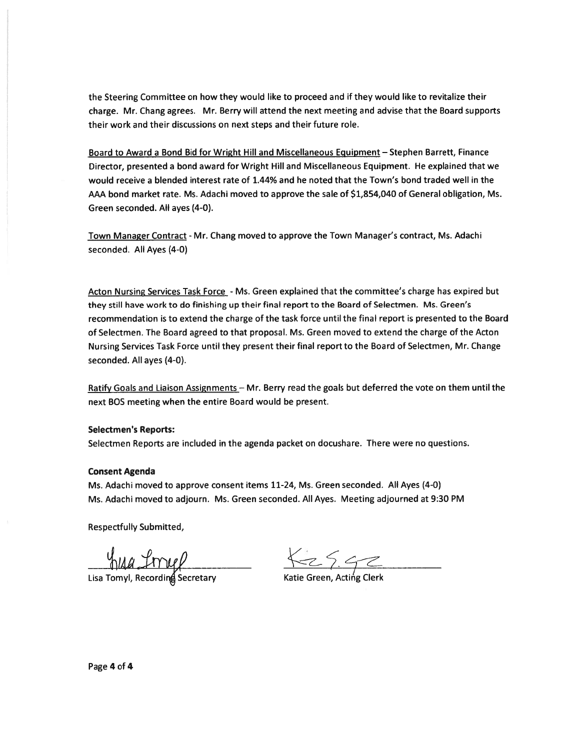the Steering Committee on how they would like to proceed and if they would like to revitalize their charge. Mr. Chang agrees. Mr. Berry will attend the next meeting and advise that the Board supports their work and their discussions on next steps and their future role.

Board to Award a Bond Bid for Wright Hill and Miscellaneous Equipment – Stephen Barrett, Finance Director, presented a bond award for Wright Hill and Miscellaneous Equipment. He explained that we would receive a blended interest rate of 1.44% and he noted that the Town's bond traded well in the AAA bond market rate. Ms. Adachi moved to approve the sale of $1,854,040 of General obligation, Ms. Green seconded. All ayes (4-0).

Town Manager Contract - Mr. Chang moved to approve the Town Manager's contract, Ms. Adachi seconded. All Ayes (4-0)

Acton Nursing Services Task Force - Ms. Green explained that the committee's charge has expired but they still have work to do finishing up their final report to the Board of Selectmen. Ms. Green's recommendation is to extend the charge of the task force until the final report is presented to the Board of Selectmen. The Board agreed to that proposal. Ms. Green moved to extend the charge of the Acton Nursing Services Task Force until they present their final report to the Board of Selectmen, Mr. Change seconded. All ayes (4-0).

Ratify Goals and Liaison Assignments – Mr. Berry read the goals but deferred the vote on them until the next BOS meeting when the entire Board would be present.

**Selectmen's Reports:**

Selectmen Reports are included in the agenda packet on docushare. There were no questions.

**Consent Agenda**

Ms. Adachi moved to approve consent items 11-24, Ms. Green seconded. All Ayes (4-0)
Ms. Adachi moved to adjourn. Ms. Green seconded. All Ayes. Meeting adjourned at 9:30 PM

Respectfully Submitted,

Lisa Tomyl, Recording Secretary

Katie Green, Acting Clerk